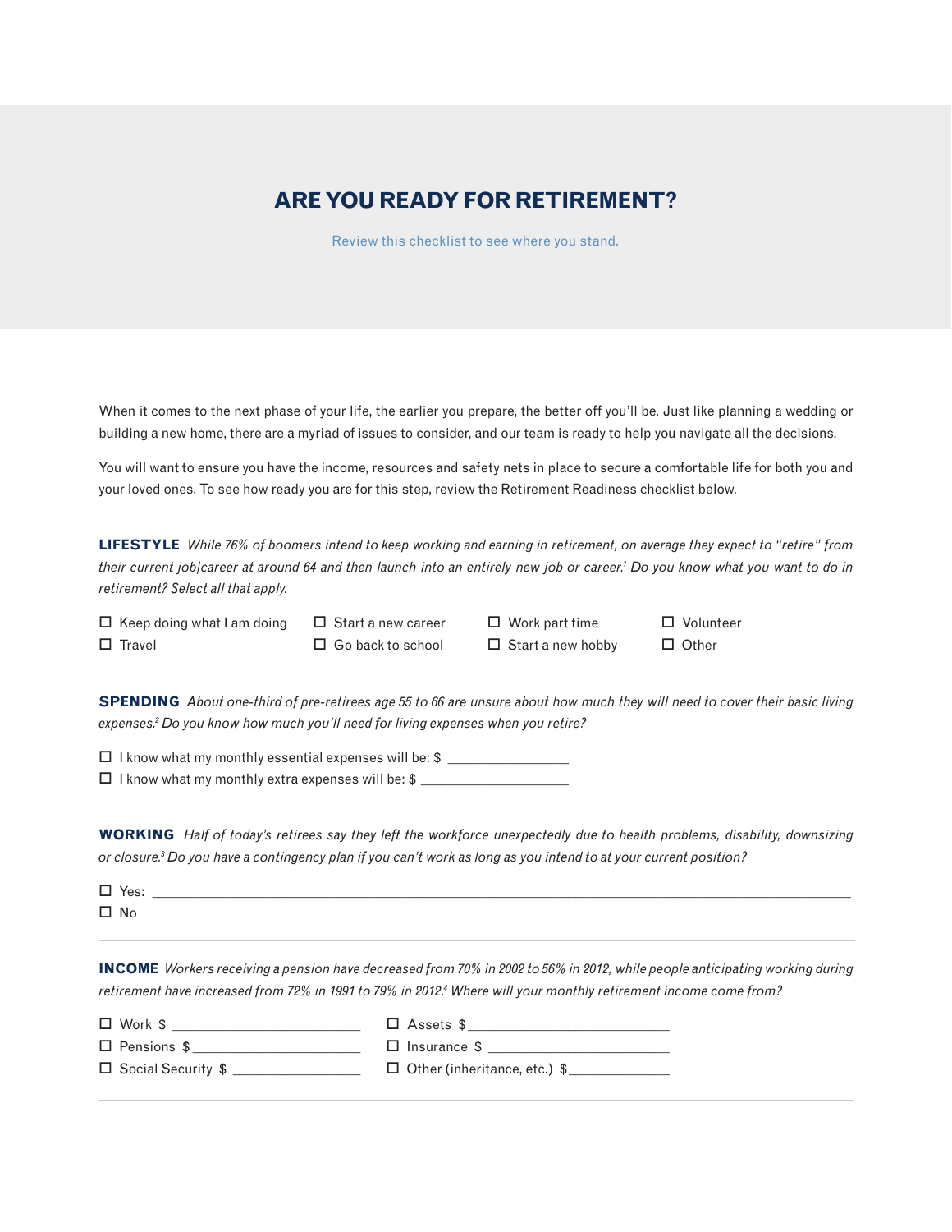// ARE YOU READY FOR RETIREMENT?

Review this checklist to see where you stand.

When it comes to the next phase of your life, the earlier you prepare, the better off you'll be. Just like planning a wedding or building a new home, there are a myriad of issues to consider, and our team is ready to help you navigate all the decisions.

You will want to ensure you have the income, resources and safety nets in place to secure a comfortable life for both you and your loved ones. To see how ready you are for this step, review the Retirement Readiness checklist below.

---

**LIFESTYLE** *While 76% of boomers intend to keep working and earning in retirement, on average they expect to "retire" from their current job|career at around 64 and then launch into an entirely new job or career.[1] Do you know what you want to do in retirement? Select all that apply.*

- ☐ Keep doing what I am doing
- ☐ Start a new career
- ☐ Work part time
- ☐ Volunteer
- ☐ Travel
- ☐ Go back to school
- ☐ Start a new hobby
- ☐ Other

---

**SPENDING** *About one-third of pre-retirees age 55 to 66 are unsure about how much they will need to cover their basic living expenses.[2] Do you know how much you'll need for living expenses when you retire?*

- ☐ I know what my monthly essential expenses will be: $ ________________
- ☐ I know what my monthly extra expenses will be: $ ____________________

---

**WORKING** *Half of today's retirees say they left the workforce unexpectedly due to health problems, disability, downsizing or closure.[3] Do you have a contingency plan if you can't work as long as you intend to at your current position?*

- ☐ Yes: ______________________________________________________________
- ☐ No

---

**INCOME** *Workers receiving a pension have decreased from 70% in 2002 to 56% in 2012, while people anticipating working during retirement have increased from 72% in 1991 to 79% in 2012.[4] Where will your monthly retirement income come from?*

- ☐ Work $ __________________________
- ☐ Pensions $ _______________________
- ☐ Social Security $ __________________
- ☐ Assets $ ___________________________
- ☐ Insurance $ _________________________
- ☐ Other (inheritance, etc.) $ ______________

---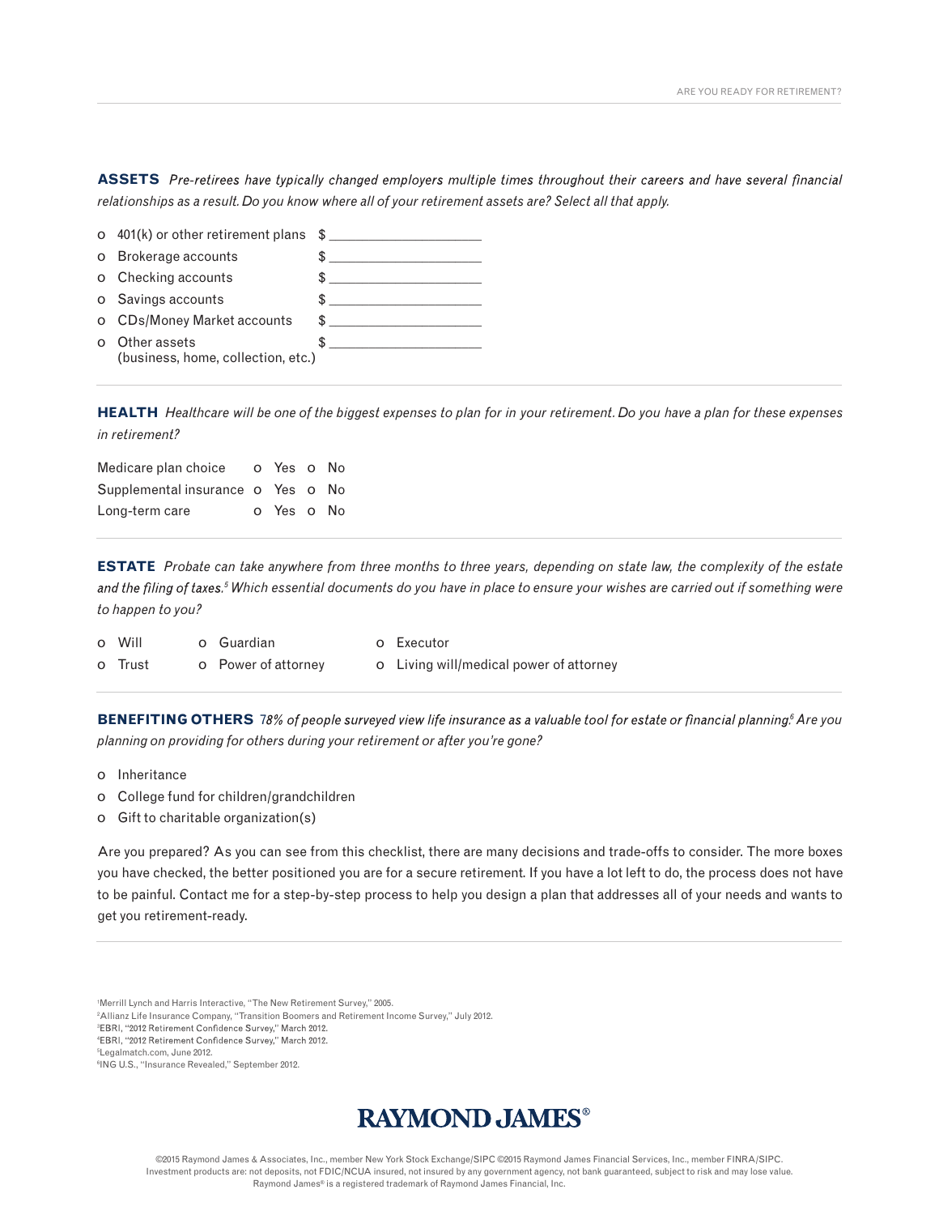**ASSETS** *Pre-retirees have typically changed employers multiple times throughout their careers and have several financial relationships as a result. Do you know where all of your retirement assets are? Select all that apply.*

- o 401(k) or other retirement plans $ ____________________
- o Brokerage accounts $ ____________________
- o Checking accounts $ ____________________
- o Savings accounts $ ____________________
- o CDs/Money Market accounts $ ____________________
- o Other assets (business, home, collection, etc.) $ ____________________

**HEALTH** *Healthcare will be one of the biggest expenses to plan for in your retirement. Do you have a plan for these expenses in retirement?*

| | | |
|---|---|---|
| Medicare plan choice | o Yes | o No |
| Supplemental insurance | o Yes | o No |
| Long-term care | o Yes | o No |

**ESTATE** *Probate can take anywhere from three months to three years, depending on state law, the complexity of the estate and the filing of taxes.[5] Which essential documents do you have in place to ensure your wishes are carried out if something were to happen to you?*

- o Will
- o Trust
- o Guardian
- o Power of attorney
- o Executor
- o Living will/medical power of attorney

**BENEFITING OTHERS** *78% of people surveyed view life insurance as a valuable tool for estate or financial planning.[6] Are you planning on providing for others during your retirement or after you're gone?*

- o Inheritance
- o College fund for children/grandchildren
- o Gift to charitable organization(s)

Are you prepared? As you can see from this checklist, there are many decisions and trade-offs to consider. The more boxes you have checked, the better positioned you are for a secure retirement. If you have a lot left to do, the process does not have to be painful. Contact me for a step-by-step process to help you design a plan that addresses all of your needs and wants to get you retirement-ready.

[1]Merrill Lynch and Harris Interactive, "The New Retirement Survey," 2005.
[2]Allianz Life Insurance Company, "Transition Boomers and Retirement Income Survey," July 2012.
[3]EBRI, "2012 Retirement Confidence Survey," March 2012.
[4]EBRI, "2012 Retirement Confidence Survey," March 2012.
[5]Legalmatch.com, June 2012.
[6]ING U.S., "Insurance Revealed," September 2012.

**RAYMOND JAMES®**

©2015 Raymond James & Associates, Inc., member New York Stock Exchange/SIPC ©2015 Raymond James Financial Services, Inc., member FINRA/SIPC.
Investment products are: not deposits, not FDIC/NCUA insured, not insured by any government agency, not bank guaranteed, subject to risk and may lose value.
Raymond James® is a registered trademark of Raymond James Financial, Inc.